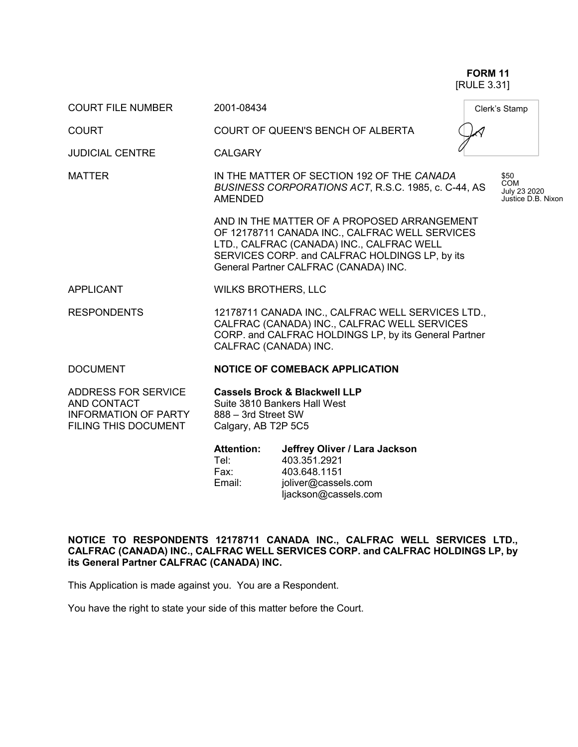**FORM 11**
[RULE 3.31]

| | | |
|---|---|---|
| COURT FILE NUMBER | 2001-08434 | Clerk's Stamp |
| COURT | COURT OF QUEEN'S BENCH OF ALBERTA | |
| JUDICIAL CENTRE | CALGARY | |
| MATTER | IN THE MATTER OF SECTION 192 OF THE *CANADA BUSINESS CORPORATIONS ACT*, R.S.C. 1985, c. C-44, AS AMENDED<br><br>AND IN THE MATTER OF A PROPOSED ARRANGEMENT OF 12178711 CANADA INC., CALFRAC WELL SERVICES LTD., CALFRAC (CANADA) INC., CALFRAC WELL SERVICES CORP. and CALFRAC HOLDINGS LP, by its General Partner CALFRAC (CANADA) INC. | $50<br>COM<br>July 23 2020<br>Justice D.B. Nixon |
| APPLICANT | WILKS BROTHERS, LLC | |
| RESPONDENTS | 12178711 CANADA INC., CALFRAC WELL SERVICES LTD., CALFRAC (CANADA) INC., CALFRAC WELL SERVICES CORP. and CALFRAC HOLDINGS LP, by its General Partner CALFRAC (CANADA) INC. | |
| DOCUMENT | **NOTICE OF COMEBACK APPLICATION** | |
| ADDRESS FOR SERVICE AND CONTACT INFORMATION OF PARTY FILING THIS DOCUMENT | **Cassels Brock & Blackwell LLP**<br>Suite 3810 Bankers Hall West<br>888 – 3rd Street SW<br>Calgary, AB T2P 5C5<br><br>**Attention:** **Jeffrey Oliver / Lara Jackson**<br>Tel: 403.351.2921<br>Fax: 403.648.1151<br>Email: joliver@cassels.com<br>ljackson@cassels.com | |

**NOTICE TO RESPONDENTS 12178711 CANADA INC., CALFRAC WELL SERVICES LTD., CALFRAC (CANADA) INC., CALFRAC WELL SERVICES CORP. and CALFRAC HOLDINGS LP, by its General Partner CALFRAC (CANADA) INC.**

This Application is made against you. You are a Respondent.

You have the right to state your side of this matter before the Court.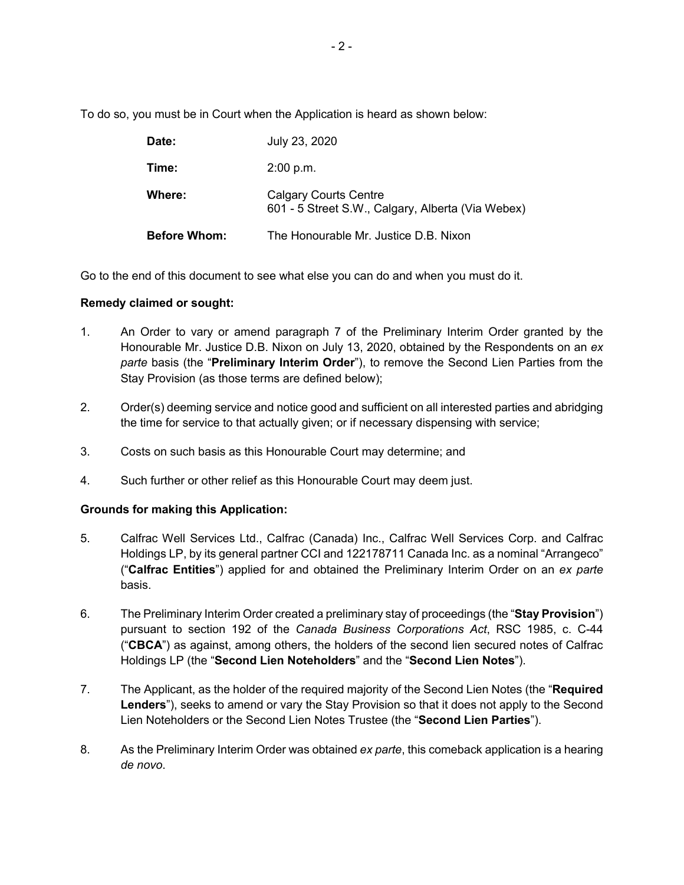To do so, you must be in Court when the Application is heard as shown below:

| | |
|---|---|
| **Date:** | July 23, 2020 |
| **Time:** | 2:00 p.m. |
| **Where:** | Calgary Courts Centre<br>601 - 5 Street S.W., Calgary, Alberta (Via Webex) |
| **Before Whom:** | The Honourable Mr. Justice D.B. Nixon |

Go to the end of this document to see what else you can do and when you must do it.

**Remedy claimed or sought:**

1. An Order to vary or amend paragraph 7 of the Preliminary Interim Order granted by the Honourable Mr. Justice D.B. Nixon on July 13, 2020, obtained by the Respondents on an *ex parte* basis (the "**Preliminary Interim Order**"), to remove the Second Lien Parties from the Stay Provision (as those terms are defined below);

2. Order(s) deeming service and notice good and sufficient on all interested parties and abridging the time for service to that actually given; or if necessary dispensing with service;

3. Costs on such basis as this Honourable Court may determine; and

4. Such further or other relief as this Honourable Court may deem just.

**Grounds for making this Application:**

5. Calfrac Well Services Ltd., Calfrac (Canada) Inc., Calfrac Well Services Corp. and Calfrac Holdings LP, by its general partner CCI and 122178711 Canada Inc. as a nominal "Arrangeco" ("**Calfrac Entities**") applied for and obtained the Preliminary Interim Order on an *ex parte* basis.

6. The Preliminary Interim Order created a preliminary stay of proceedings (the "**Stay Provision**") pursuant to section 192 of the *Canada Business Corporations Act*, RSC 1985, c. C-44 ("**CBCA**") as against, among others, the holders of the second lien secured notes of Calfrac Holdings LP (the "**Second Lien Noteholders**" and the "**Second Lien Notes**").

7. The Applicant, as the holder of the required majority of the Second Lien Notes (the "**Required Lenders**"), seeks to amend or vary the Stay Provision so that it does not apply to the Second Lien Noteholders or the Second Lien Notes Trustee (the "**Second Lien Parties**").

8. As the Preliminary Interim Order was obtained *ex parte*, this comeback application is a hearing *de novo*.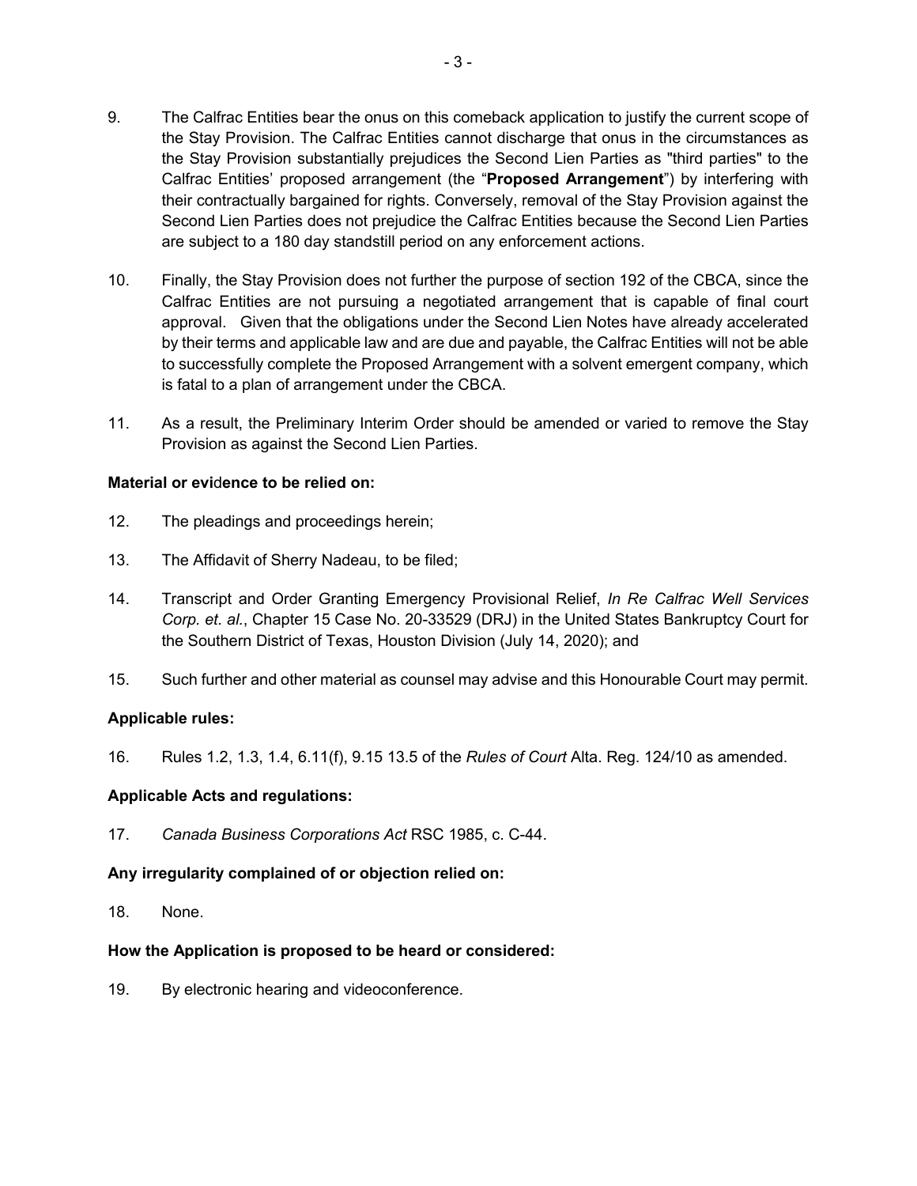9. The Calfrac Entities bear the onus on this comeback application to justify the current scope of the Stay Provision. The Calfrac Entities cannot discharge that onus in the circumstances as the Stay Provision substantially prejudices the Second Lien Parties as "third parties" to the Calfrac Entities' proposed arrangement (the "**Proposed Arrangement**") by interfering with their contractually bargained for rights. Conversely, removal of the Stay Provision against the Second Lien Parties does not prejudice the Calfrac Entities because the Second Lien Parties are subject to a 180 day standstill period on any enforcement actions.

10. Finally, the Stay Provision does not further the purpose of section 192 of the CBCA, since the Calfrac Entities are not pursuing a negotiated arrangement that is capable of final court approval. Given that the obligations under the Second Lien Notes have already accelerated by their terms and applicable law and are due and payable, the Calfrac Entities will not be able to successfully complete the Proposed Arrangement with a solvent emergent company, which is fatal to a plan of arrangement under the CBCA.

11. As a result, the Preliminary Interim Order should be amended or varied to remove the Stay Provision as against the Second Lien Parties.

**Material or evidence to be relied on:**

12. The pleadings and proceedings herein;

13. The Affidavit of Sherry Nadeau, to be filed;

14. Transcript and Order Granting Emergency Provisional Relief, *In Re Calfrac Well Services Corp. et. al.*, Chapter 15 Case No. 20-33529 (DRJ) in the United States Bankruptcy Court for the Southern District of Texas, Houston Division (July 14, 2020); and

15. Such further and other material as counsel may advise and this Honourable Court may permit.

**Applicable rules:**

16. Rules 1.2, 1.3, 1.4, 6.11(f), 9.15 13.5 of the *Rules of Court* Alta. Reg. 124/10 as amended.

**Applicable Acts and regulations:**

17. *Canada Business Corporations Act* RSC 1985, c. C-44.

**Any irregularity complained of or objection relied on:**

18. None.

**How the Application is proposed to be heard or considered:**

19. By electronic hearing and videoconference.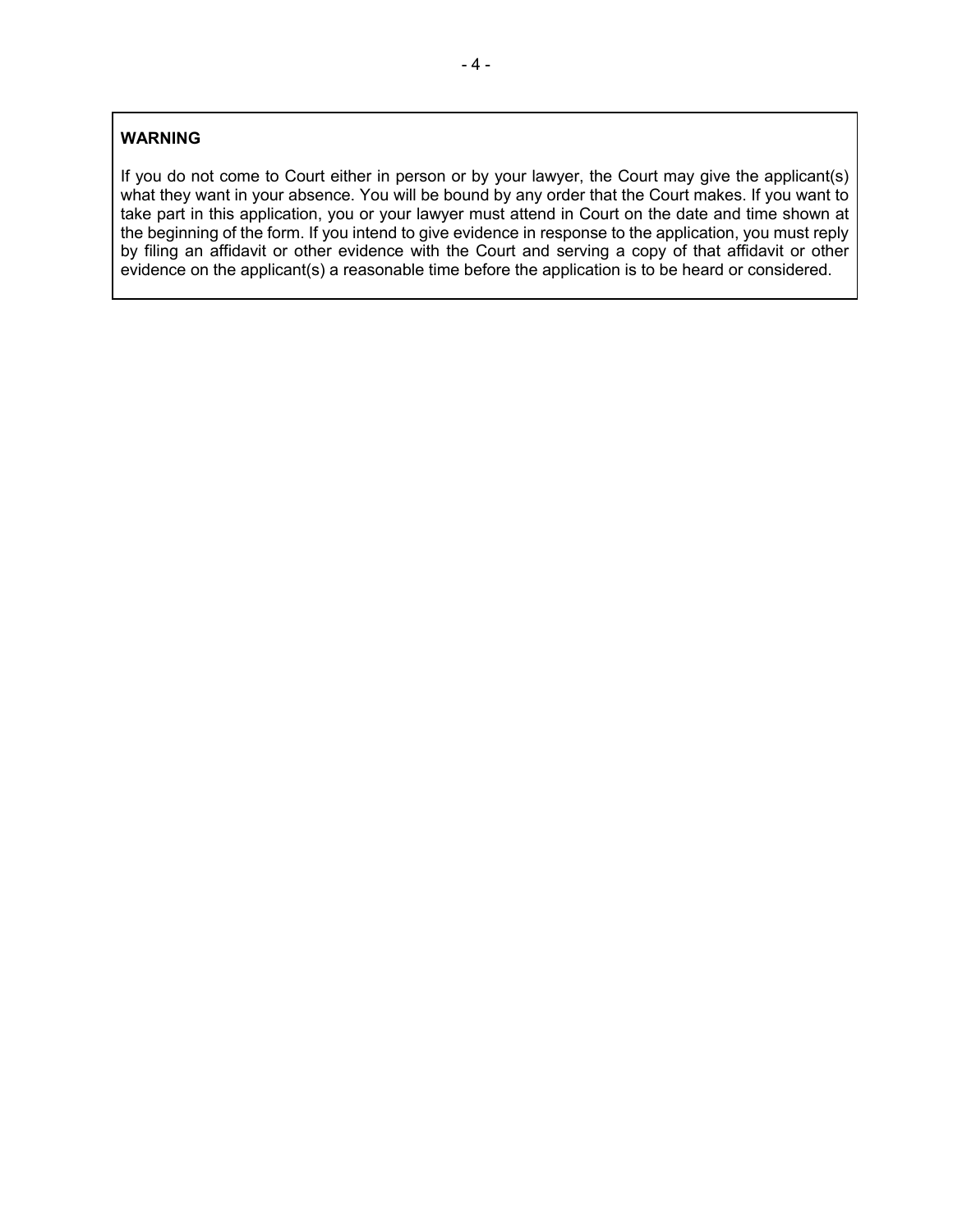**WARNING**

If you do not come to Court either in person or by your lawyer, the Court may give the applicant(s) what they want in your absence. You will be bound by any order that the Court makes. If you want to take part in this application, you or your lawyer must attend in Court on the date and time shown at the beginning of the form. If you intend to give evidence in response to the application, you must reply by filing an affidavit or other evidence with the Court and serving a copy of that affidavit or other evidence on the applicant(s) a reasonable time before the application is to be heard or considered.